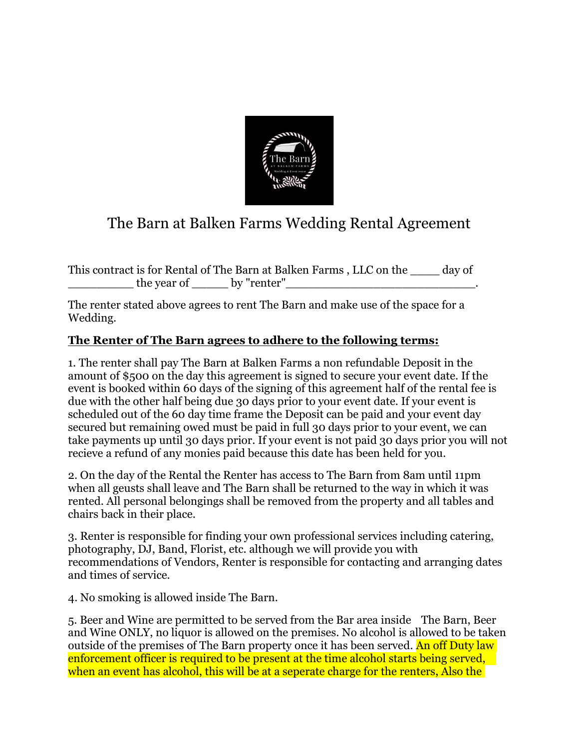# The Barn at Balken Farms Wedding Rental Agreement

This contract is for Rental of The Barn at Balken Farms , LLC on the ____ day of __________ the year of _____ by "renter"____________________________.

The renter stated above agrees to rent The Barn and make use of the space for a Wedding.

**The Renter of The Barn agrees to adhere to the following terms:**

1. The renter shall pay The Barn at Balken Farms a non refundable Deposit in the amount of $500 on the day this agreement is signed to secure your event date. If the event is booked within 60 days of the signing of this agreement half of the rental fee is due with the other half being due 30 days prior to your event date. If your event is scheduled out of the 60 day time frame the Deposit can be paid and your event day secured but remaining owed must be paid in full 30 days prior to your event, we can take payments up until 30 days prior. If your event is not paid 30 days prior you will not recieve a refund of any monies paid because this date has been held for you.

2. On the day of the Rental the Renter has access to The Barn from 8am until 11pm when all geusts shall leave and The Barn shall be returned to the way in which it was rented. All personal belongings shall be removed from the property and all tables and chairs back in their place.

3. Renter is responsible for finding your own professional services including catering, photography, DJ, Band, Florist, etc. although we will provide you with recommendations of Vendors, Renter is responsible for contacting and arranging dates and times of service.

4. No smoking is allowed inside The Barn.

5. Beer and Wine are permitted to be served from the Bar area inside The Barn, Beer and Wine ONLY, no liquor is allowed on the premises. No alcohol is allowed to be taken outside of the premises of The Barn property once it has been served. An off Duty law enforcement officer is required to be present at the time alcohol starts being served, when an event has alcohol, this will be at a seperate charge for the renters, Also the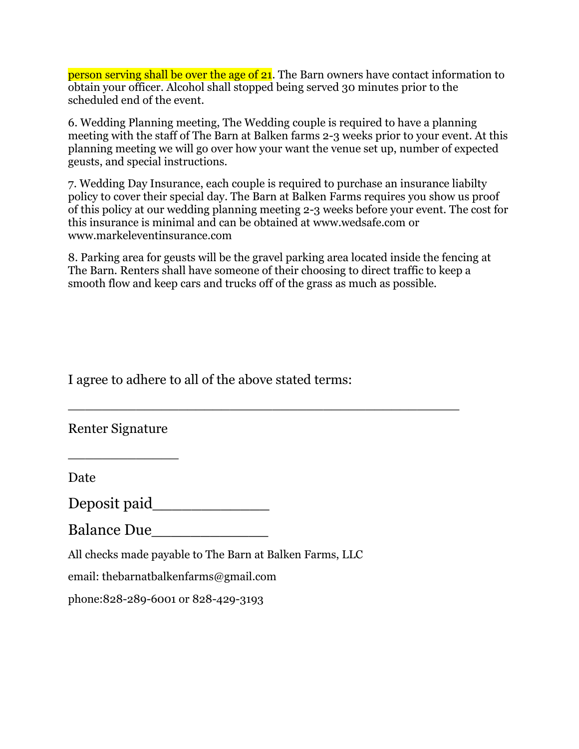person serving shall be over the age of 21. The Barn owners have contact information to obtain your officer. Alcohol shall stopped being served 30 minutes prior to the scheduled end of the event.

6. Wedding Planning meeting, The Wedding couple is required to have a planning meeting with the staff of The Barn at Balken farms 2-3 weeks prior to your event. At this planning meeting we will go over how your want the venue set up, number of expected geusts, and special instructions.

7. Wedding Day Insurance, each couple is required to purchase an insurance liabilty policy to cover their special day. The Barn at Balken Farms requires you show us proof of this policy at our wedding planning meeting 2-3 weeks before your event. The cost for this insurance is minimal and can be obtained at www.wedsafe.com or www.markeleventinsurance.com

8. Parking area for geusts will be the gravel parking area located inside the fencing at The Barn. Renters shall have someone of their choosing to direct traffic to keep a smooth flow and keep cars and trucks off of the grass as much as possible.

I agree to adhere to all of the above stated terms:

_____________________________________________

Renter Signature

_____________

Date

Deposit paid_____________

Balance Due_____________

All checks made payable to The Barn at Balken Farms, LLC

email: thebarnatbalkenfarms@gmail.com

phone:828-289-6001 or 828-429-3193